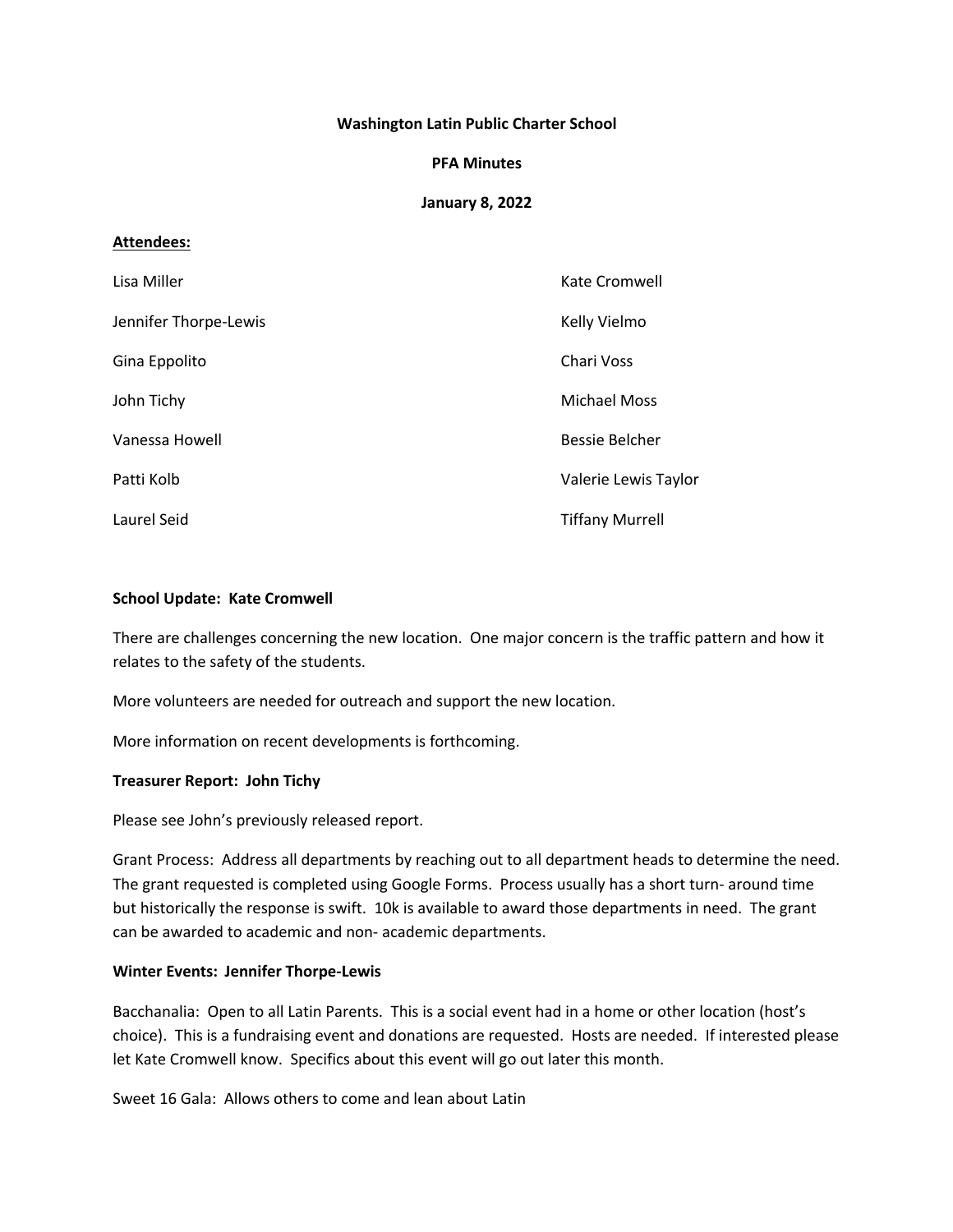**Washington Latin Public Charter School**

**PFA Minutes**

**January 8, 2022**

**Attendees:**

| | |
|---|---|
| Lisa Miller | Kate Cromwell |
| Jennifer Thorpe-Lewis | Kelly Vielmo |
| Gina Eppolito | Chari Voss |
| John Tichy | Michael Moss |
| Vanessa Howell | Bessie Belcher |
| Patti Kolb | Valerie Lewis Taylor |
| Laurel Seid | Tiffany Murrell |

**School Update: Kate Cromwell**

There are challenges concerning the new location. One major concern is the traffic pattern and how it relates to the safety of the students.

More volunteers are needed for outreach and support the new location.

More information on recent developments is forthcoming.

**Treasurer Report: John Tichy**

Please see John's previously released report.

Grant Process: Address all departments by reaching out to all department heads to determine the need. The grant requested is completed using Google Forms. Process usually has a short turn- around time but historically the response is swift. 10k is available to award those departments in need. The grant can be awarded to academic and non- academic departments.

**Winter Events: Jennifer Thorpe-Lewis**

Bacchanalia: Open to all Latin Parents. This is a social event had in a home or other location (host's choice). This is a fundraising event and donations are requested. Hosts are needed. If interested please let Kate Cromwell know. Specifics about this event will go out later this month.

Sweet 16 Gala: Allows others to come and lean about Latin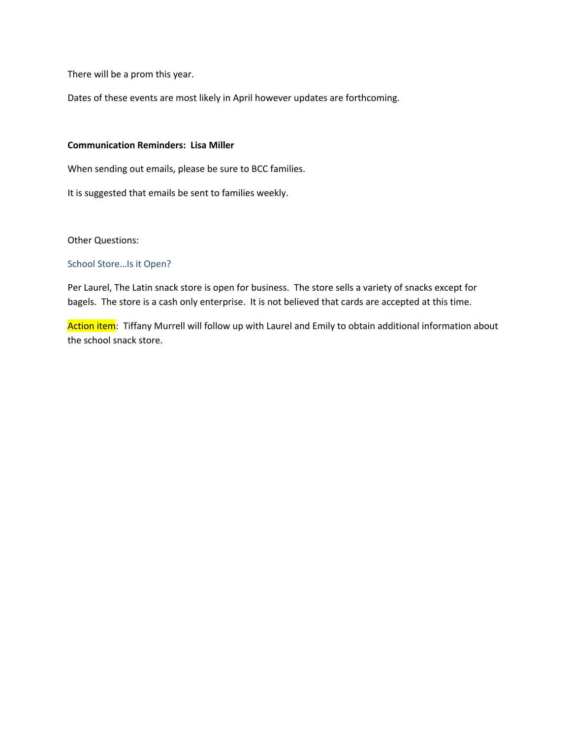There will be a prom this year.

Dates of these events are most likely in April however updates are forthcoming.

**Communication Reminders: Lisa Miller**

When sending out emails, please be sure to BCC families.

It is suggested that emails be sent to families weekly.

Other Questions:

### School Store…Is it Open?

Per Laurel, The Latin snack store is open for business. The store sells a variety of snacks except for bagels. The store is a cash only enterprise. It is not believed that cards are accepted at this time.

Action item: Tiffany Murrell will follow up with Laurel and Emily to obtain additional information about the school snack store.